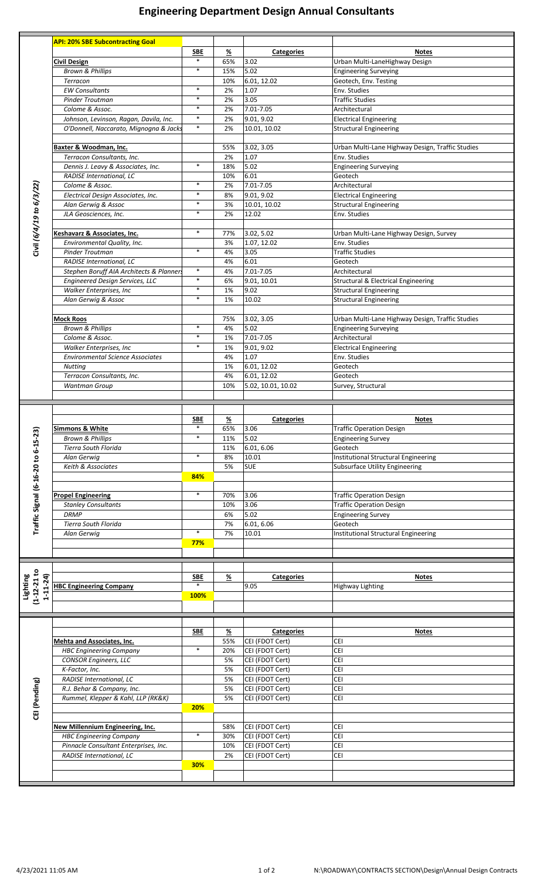# Engineering Department Design Annual Consultants

## Civil (6/4/19 to 6/3/22)

**API: 20% SBE Subcontracting Goal**

| | SBE | % | Categories | Notes |
|---|---|---|---|---|
| **Civil Design** | * | 65% | 3.02 | Urban Multi-LaneHighway Design |
| *Brown & Phillips* | * | 15% | 5.02 | Engineering Surveying |
| *Terracon* | | 10% | 6.01, 12.02 | Geotech, Env. Testing |
| *EW Consultants* | * | 2% | 1.07 | Env. Studies |
| *Pinder Troutman* | * | 2% | 3.05 | Traffic Studies |
| *Colome & Assoc.* | * | 2% | 7.01-7.05 | Architectural |
| *Johnson, Levinson, Ragan, Davila, Inc.* | * | 2% | 9.01, 9.02 | Electrical Engineering |
| *O'Donnell, Naccarato, Mignogna & Jacks* | * | 2% | 10.01, 10.02 | Structural Engineering |
| | | | | |
| **Baxter & Woodman, Inc.** | | 55% | 3.02, 3.05 | Urban Multi-Lane Highway Design, Traffic Studies |
| *Terracon Consultants, Inc.* | | 2% | 1.07 | Env. Studies |
| *Dennis J. Leavy & Associates, Inc.* | * | 18% | 5.02 | Engineering Surveying |
| *RADISE International, LC* | | 10% | 6.01 | Geotech |
| *Colome & Assoc.* | * | 2% | 7.01-7.05 | Architectural |
| *Electrical Design Associates, Inc.* | * | 8% | 9.01, 9.02 | Electrical Engineering |
| *Alan Gerwig & Assoc* | * | 3% | 10.01, 10.02 | Structural Engineering |
| *JLA Geosciences, Inc.* | * | 2% | 12.02 | Env. Studies |
| | | | | |
| **Keshavarz & Associates, Inc.** | * | 77% | 3.02, 5.02 | Urban Multi-Lane Highway Design, Survey |
| *Environmental Quality, Inc.* | | 3% | 1.07, 12.02 | Env. Studies |
| *Pinder Troutman* | * | 4% | 3.05 | Traffic Studies |
| *RADISE International, LC* | | 4% | 6.01 | Geotech |
| *Stephen Boruff AIA Architects & Planners* | * | 4% | 7.01-7.05 | Architectural |
| *Engineered Design Services, LLC* | * | 6% | 9.01, 10.01 | Structural & Electrical Engineering |
| *Walker Enterprises, Inc* | * | 1% | 9.02 | Structural Engineering |
| *Alan Gerwig & Assoc* | * | 1% | 10.02 | Structural Engineering |
| | | | | |
| **Mock Roos** | | 75% | 3.02, 3.05 | Urban Multi-Lane Highway Design, Traffic Studies |
| *Brown & Phillips* | * | 4% | 5.02 | Engineering Surveying |
| *Colome & Assoc.* | * | 1% | 7.01-7.05 | Architectural |
| *Walker Enterprises, Inc* | * | 1% | 9.01, 9.02 | Electrical Engineering |
| *Environmental Science Associates* | | 4% | 1.07 | Env. Studies |
| *Nutting* | | 1% | 6.01, 12.02 | Geotech |
| *Terracon Consultants, Inc.* | | 4% | 6.01, 12.02 | Geotech |
| *Wantman Group* | | 10% | 5.02, 10.01, 10.02 | Survey, Structural |

## Traffic Signal (6-16-20 to 6-15-23)

| | SBE | % | Categories | Notes |
|---|---|---|---|---|
| **Simmons & White** | * | 65% | 3.06 | Traffic Operation Design |
| *Brown & Phillips* | * | 11% | 5.02 | Engineering Survey |
| *Tierra South Florida* | | 11% | 6.01, 6.06 | Geotech |
| *Alan Gerwig* | * | 8% | 10.01 | Institutional Structural Engineering |
| *Keith & Associates* | | 5% | SUE | Subsurface Utility Engineering |
| | **84%** | | | |
| | | | | |
| **Propel Engineering** | * | 70% | 3.06 | Traffic Operation Design |
| *Stanley Consultants* | | 10% | 3.06 | Traffic Operation Design |
| *DRMP* | | 6% | 5.02 | Engineering Survey |
| *Tierra South Florida* | | 7% | 6.01, 6.06 | Geotech |
| *Alan Gerwig* | * | 7% | 10.01 | Institutional Structural Engineering |
| | **77%** | | | |

## Lighting (1-12-21 to 1-11-24)

| | SBE | % | Categories | Notes |
|---|---|---|---|---|
| **HBC Engineering Company** | * | | 9.05 | Highway Lighting |
| | **100%** | | | |

## CEI (Pending)

| | SBE | % | Categories | Notes |
|---|---|---|---|---|
| **Mehta and Associates, Inc.** | | 55% | CEI (FDOT Cert) | CEI |
| *HBC Engineering Company* | * | 20% | CEI (FDOT Cert) | CEI |
| *CONSOR Engineers, LLC* | | 5% | CEI (FDOT Cert) | CEI |
| *K-Factor, Inc.* | | 5% | CEI (FDOT Cert) | CEI |
| *RADISE International, LC* | | 5% | CEI (FDOT Cert) | CEI |
| *R.J. Behar & Company, Inc.* | | 5% | CEI (FDOT Cert) | CEI |
| *Rummel, Klepper & Kahl, LLP (RK&K)* | | 5% | CEI (FDOT Cert) | CEI |
| | **20%** | | | |
| | | | | |
| **New Millennium Engineering, Inc.** | | 58% | CEI (FDOT Cert) | CEI |
| *HBC Engineering Company* | * | 30% | CEI (FDOT Cert) | CEI |
| *Pinnacle Consultant Enterprises, Inc.* | | 10% | CEI (FDOT Cert) | CEI |
| *RADISE International, LC* | | 2% | CEI (FDOT Cert) | CEI |
| | **30%** | | | |

4/23/2021 11:05 AM

N:\ROADWAY\CONTRACTS SECTION\Design\Annual Design Contracts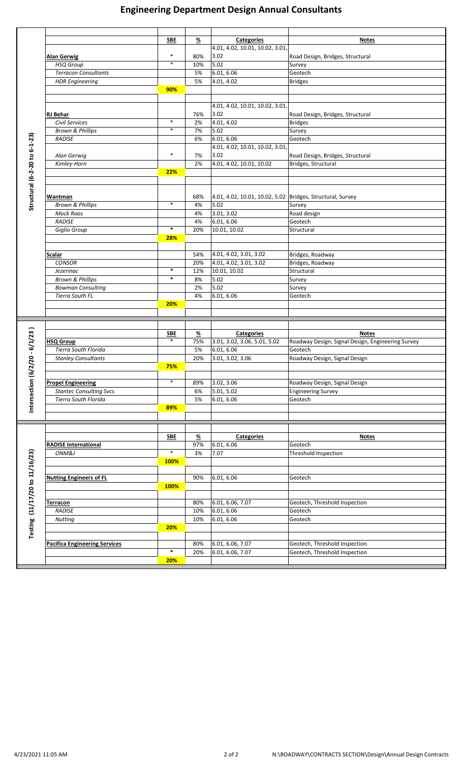# Engineering Department Design Annual Consultants

## Structural (6-2-20 to 6-1-23)

| | SBE | % | Categories | Notes |
|---|---|---|---|---|
| **Alan Gerwig** | * | 80% | 4.01, 4.02, 10.01, 10.02, 3.01, 3.02 | Road Design, Bridges, Structural |
| *HSQ Group* | * | 10% | 5.02 | Survey |
| *Terracon Consultants* | | 5% | 6.01, 6.06 | Geotech |
| *HDR Engineering* | | 5% | 4.01, 4.02 | Bridges |
| | **90%** | | | |
| **RJ Behar** | | 76% | 4.01, 4.02, 10.01, 10.02, 3.01, 3.02 | Road Design, Bridges, Structural |
| *Civil Services* | * | 2% | 4.01, 4.02 | Bridges |
| *Brown & Phillips* | * | 7% | 5.02 | Survey |
| *RADISE* | | 6% | 6.01, 6.06 | Geotech |
| *Alan Gerwig* | * | 7% | 4.01, 4.02, 10.01, 10.02, 3.01, 3.02 | Road Design, Bridges, Structural |
| *Kimley-Horn* | | 2% | 4.01, 4.02, 10.01, 10.02 | Bridges, Structural |
| | **22%** | | | |
| **Wantman** | | 68% | 4.01, 4.02, 10.01, 10.02, 5.02 | Bridges, Structural, Survey |
| *Brown & Phillips* | * | 4% | 5.02 | Survey |
| *Mock Roos* | | 4% | 3.01, 3.02 | Road design |
| *RADISE* | | 4% | 6.01, 6.06 | Geotech |
| *Giglio Group* | * | 20% | 10.01, 10.02 | Structural |
| | **28%** | | | |
| **Scalar** | | 54% | 4.01, 4.02, 3.01, 3.02 | Bridges, Roadway |
| *CONSOR* | | 20% | 4.01, 4.02, 3.01, 3.02 | Bridges, Roadway |
| *Jezerinac* | * | 12% | 10.01, 10.02 | Structural |
| *Brown & Phillips* | * | 8% | 5.02 | Survey |
| *Bowman Consulting* | | 2% | 5.02 | Survey |
| *Tierra South FL* | | 4% | 6.01, 6.06 | Geotech |
| | **20%** | | | |

## Intersection (6/2/20 - 6/1/23 )

| | SBE | % | Categories | Notes |
|---|---|---|---|---|
| **HSQ Group** | * | 75% | 3.01, 3.02, 3.06, 5.01, 5.02 | Roadway Design, Signal Design, Engineering Survey |
| *Tierra South Florida* | | 5% | 6.01, 6.06 | Geotech |
| *Stanley Consultants* | | 20% | 3.01, 3.02, 3.06 | Roadway Design, Signal Design |
| | **75%** | | | |
| **Propel Engineering** | * | 89% | 3.02, 3.06 | Roadway Design, Signal Design |
| *Stantec Consulting Svcs* | | 6% | 5.01, 5.02 | Engineering Survey |
| *Tierra South Florida* | | 5% | 6.01, 6.06 | Geotech |
| | **89%** | | | |

## Testing (11/17/20 to 11/16/23)

| | SBE | % | Categories | Notes |
|---|---|---|---|---|
| **RADISE International** | | 97% | 6.01, 6.06 | Geotech |
| *ONM&J* | * | 3% | 7.07 | Threshold Inspection |
| | **100%** | | | |
| **Nutting Engineers of FL** | | 90% | 6.01, 6.06 | Geotech |
| | **100%** | | | |
| **Terracon** | | 80% | 6.01, 6.06, 7.07 | Geotech, Threshold Inspection |
| *RADISE* | | 10% | 6.01, 6.06 | Geotech |
| *Nutting* | | 10% | 6.01, 6.06 | Geotech |
| | **20%** | | | |
| **Pacifica Engineering Services** | | 80% | 6.01, 6.06, 7.07 | Geotech, Threshold Inspection |
| | * | 20% | 6.01, 6.06, 7.07 | Geotech, Threshold Inspection |
| | **20%** | | | |

4/23/2021 11:05 AM N:\ROADWAY\CONTRACTS SECTION\Design\Annual Design Contracts